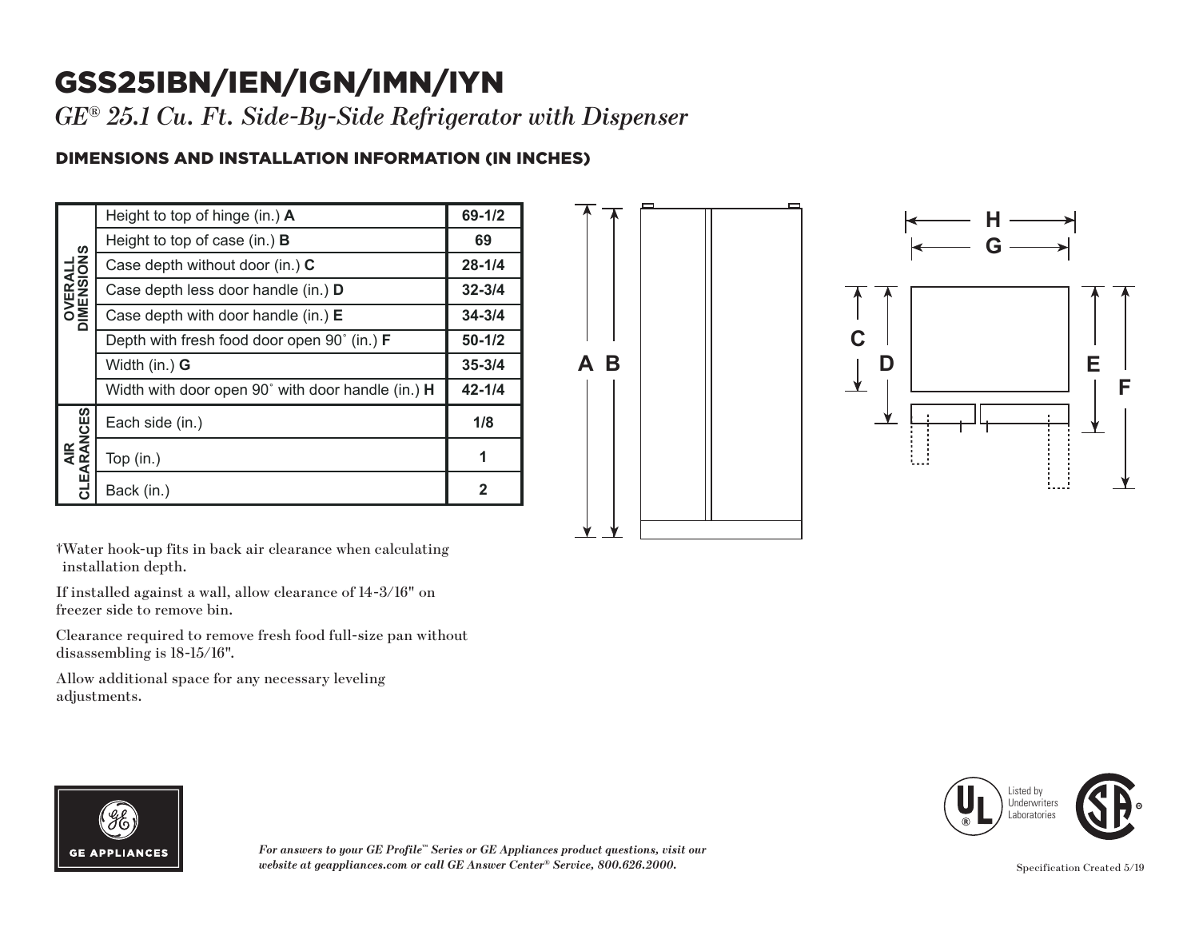# GSS25IBN/IEN/IGN/IMN/IYN

*GE® 25.1 Cu. Ft. Side-By-Side Refrigerator with Dispenser*

## DIMENSIONS AND INSTALLATION INFORMATION (IN INCHES)

| | | |
|---|---|---|
| OVERALL DIMENSIONS | Height to top of hinge (in.) **A** | 69-1/2 |
| | Height to top of case (in.) **B** | 69 |
| | Case depth without door (in.) **C** | 28-1/4 |
| | Case depth less door handle (in.) **D** | 32-3/4 |
| | Case depth with door handle (in.) **E** | 34-3/4 |
| | Depth with fresh food door open 90˚ (in.) **F** | 50-1/2 |
| | Width (in.) **G** | 35-3/4 |
| | Width with door open 90˚ with door handle (in.) **H** | 42-1/4 |
| AIR CLEARANCES | Each side (in.) | 1/8 |
| | Top (in.) | 1 |
| | Back (in.) | 2 |

†Water hook-up fits in back air clearance when calculating installation depth.

If installed against a wall, allow clearance of 14-3/16" on freezer side to remove bin.

Clearance required to remove fresh food full-size pan without disassembling is 18-15/16".

Allow additional space for any necessary leveling adjustments.

GE APPLIANCES

*For answers to your GE Profile™ Series or GE Appliances product questions, visit our website at geappliances.com or call GE Answer Center® Service, 800.626.2000.*

Listed by Underwriters Laboratories

Specification Created 5/19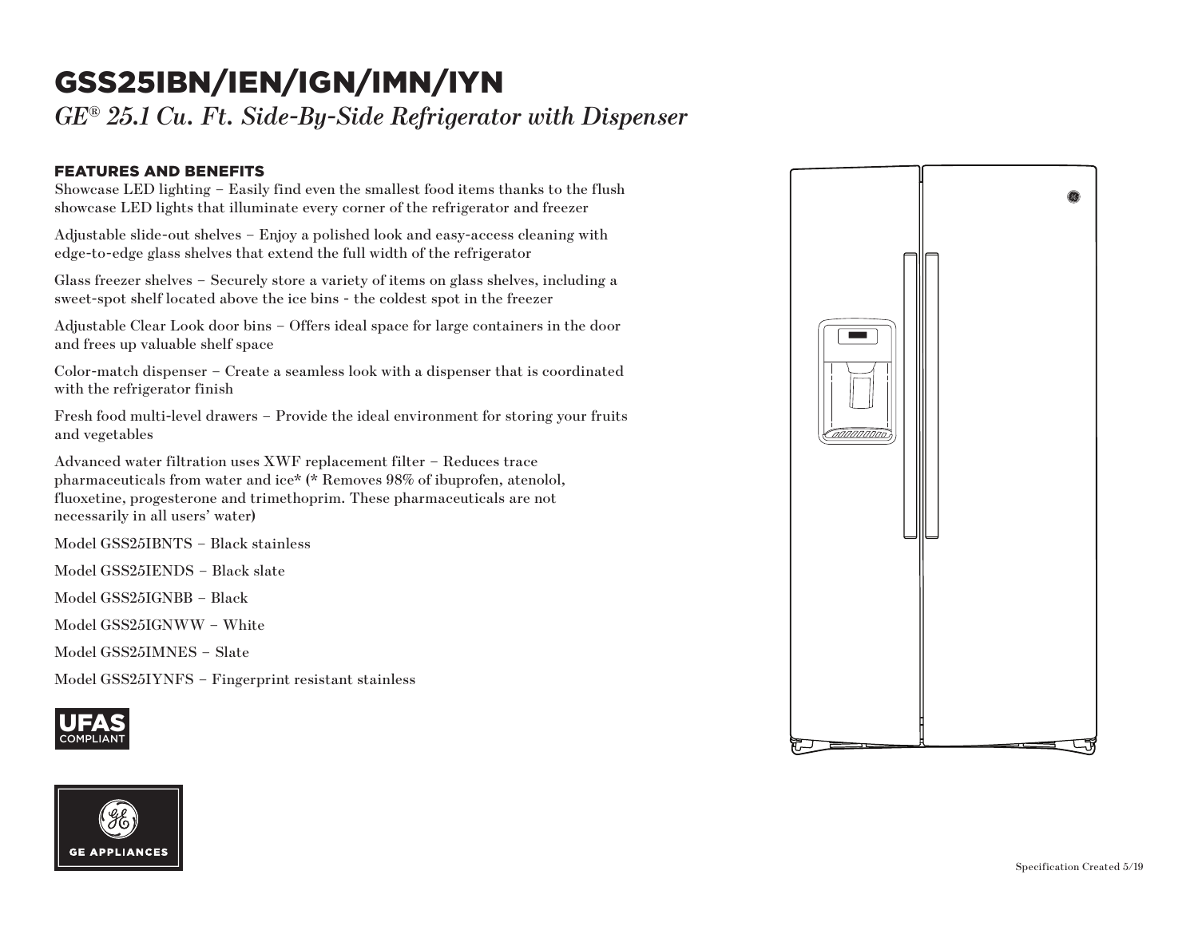# GSS25IBN/IEN/IGN/IMN/IYN

*GE® 25.1 Cu. Ft. Side-By-Side Refrigerator with Dispenser*

## FEATURES AND BENEFITS

Showcase LED lighting – Easily find even the smallest food items thanks to the flush showcase LED lights that illuminate every corner of the refrigerator and freezer

Adjustable slide-out shelves – Enjoy a polished look and easy-access cleaning with edge-to-edge glass shelves that extend the full width of the refrigerator

Glass freezer shelves – Securely store a variety of items on glass shelves, including a sweet-spot shelf located above the ice bins - the coldest spot in the freezer

Adjustable Clear Look door bins – Offers ideal space for large containers in the door and frees up valuable shelf space

Color-match dispenser – Create a seamless look with a dispenser that is coordinated with the refrigerator finish

Fresh food multi-level drawers – Provide the ideal environment for storing your fruits and vegetables

Advanced water filtration uses XWF replacement filter – Reduces trace pharmaceuticals from water and ice* (* Removes 98% of ibuprofen, atenolol, fluoxetine, progesterone and trimethoprim. These pharmaceuticals are not necessarily in all users' water)

Model GSS25IBNTS – Black stainless

Model GSS25IENDS – Black slate

Model GSS25IGNBB – Black

Model GSS25IGNWW – White

Model GSS25IMNES – Slate

Model GSS25IYNFS – Fingerprint resistant stainless

UFAS COMPLIANT

GE APPLIANCES

Specification Created 5/19